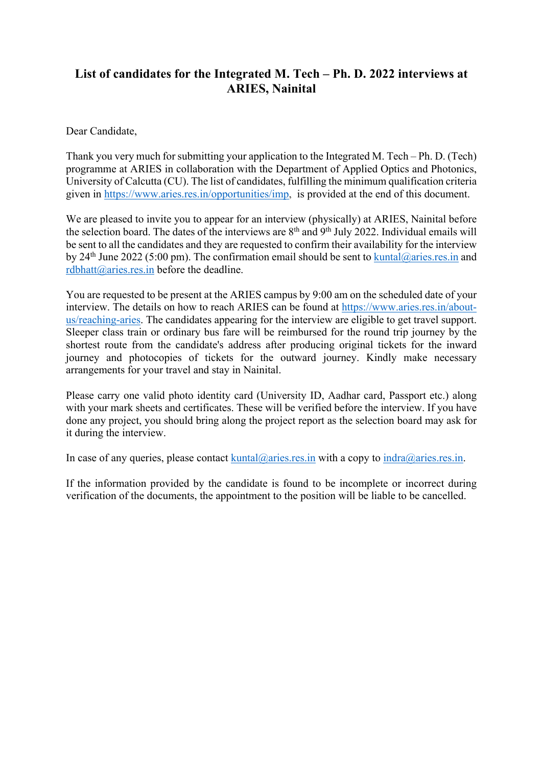# List of candidates for the Integrated M. Tech – Ph. D. 2022 interviews at ARIES, Nainital

Dear Candidate,

Thank you very much for submitting your application to the Integrated M. Tech – Ph. D. (Tech) programme at ARIES in collaboration with the Department of Applied Optics and Photonics, University of Calcutta (CU). The list of candidates, fulfilling the minimum qualification criteria given in https://www.aries.res.in/opportunities/imp, is provided at the end of this document.

We are pleased to invite you to appear for an interview (physically) at ARIES, Nainital before the selection board. The dates of the interviews are 8th and 9th July 2022. Individual emails will be sent to all the candidates and they are requested to confirm their availability for the interview by 24th June 2022 (5:00 pm). The confirmation email should be sent to kuntal@aries.res.in and rdbhatt@aries.res.in before the deadline.

You are requested to be present at the ARIES campus by 9:00 am on the scheduled date of your interview. The details on how to reach ARIES can be found at https://www.aries.res.in/about-us/reaching-aries. The candidates appearing for the interview are eligible to get travel support. Sleeper class train or ordinary bus fare will be reimbursed for the round trip journey by the shortest route from the candidate's address after producing original tickets for the inward journey and photocopies of tickets for the outward journey. Kindly make necessary arrangements for your travel and stay in Nainital.

Please carry one valid photo identity card (University ID, Aadhar card, Passport etc.) along with your mark sheets and certificates. These will be verified before the interview. If you have done any project, you should bring along the project report as the selection board may ask for it during the interview.

In case of any queries, please contact kuntal@aries.res.in with a copy to indra@aries.res.in.

If the information provided by the candidate is found to be incomplete or incorrect during verification of the documents, the appointment to the position will be liable to be cancelled.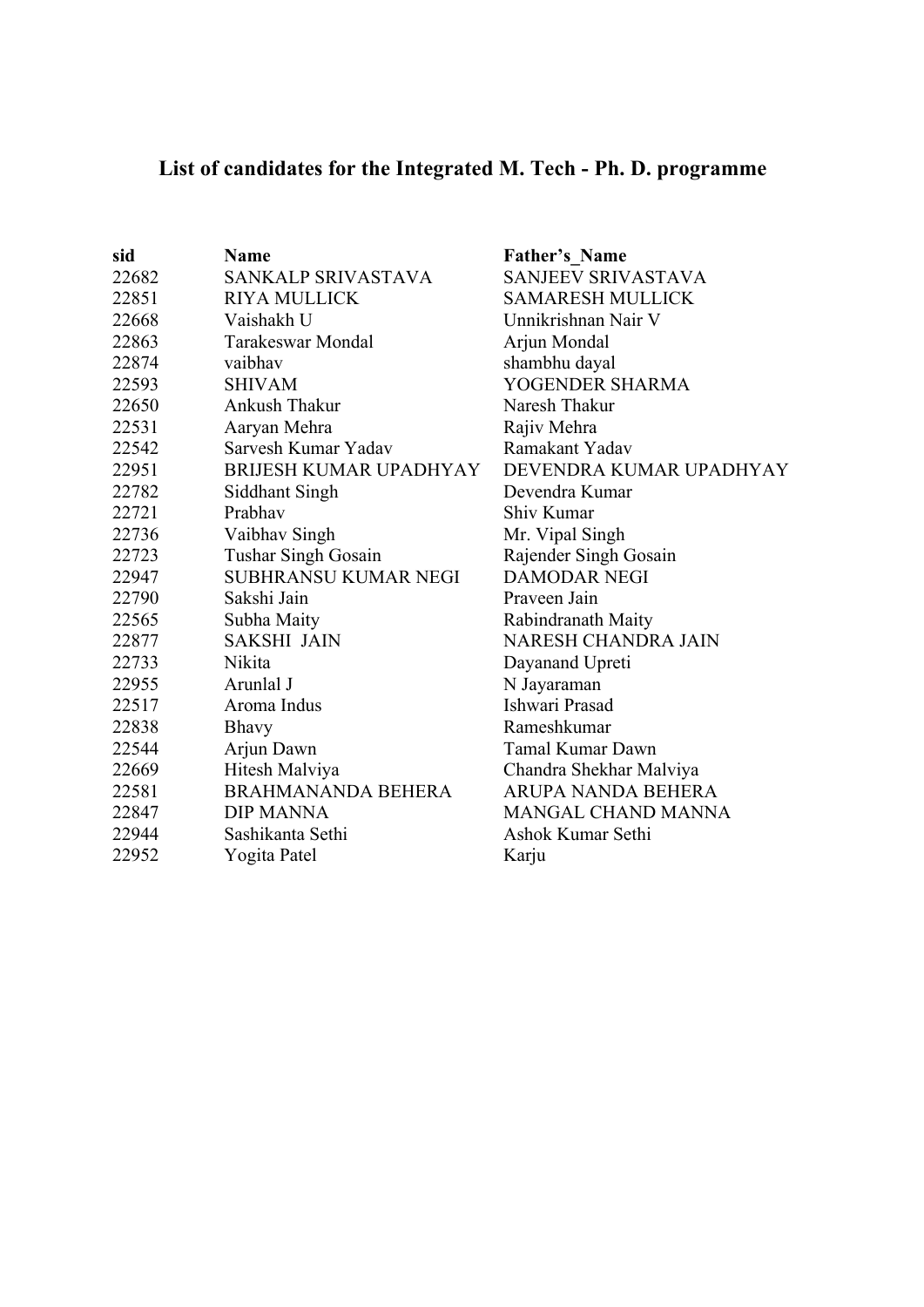## List of candidates for the Integrated M. Tech - Ph. D. programme

| sid | Name | Father's_Name |
|---|---|---|
| 22682 | SANKALP SRIVASTAVA | SANJEEV SRIVASTAVA |
| 22851 | RIYA MULLICK | SAMARESH MULLICK |
| 22668 | Vaishakh U | Unnikrishnan Nair V |
| 22863 | Tarakeswar Mondal | Arjun Mondal |
| 22874 | vaibhav | shambhu dayal |
| 22593 | SHIVAM | YOGENDER SHARMA |
| 22650 | Ankush Thakur | Naresh Thakur |
| 22531 | Aaryan Mehra | Rajiv Mehra |
| 22542 | Sarvesh Kumar Yadav | Ramakant Yadav |
| 22951 | BRIJESH KUMAR UPADHYAY | DEVENDRA KUMAR UPADHYAY |
| 22782 | Siddhant Singh | Devendra Kumar |
| 22721 | Prabhav | Shiv Kumar |
| 22736 | Vaibhav Singh | Mr. Vipal Singh |
| 22723 | Tushar Singh Gosain | Rajender Singh Gosain |
| 22947 | SUBHRANSU KUMAR NEGI | DAMODAR NEGI |
| 22790 | Sakshi Jain | Praveen Jain |
| 22565 | Subha Maity | Rabindranath Maity |
| 22877 | SAKSHI JAIN | NARESH CHANDRA JAIN |
| 22733 | Nikita | Dayanand Upreti |
| 22955 | Arunlal J | N Jayaraman |
| 22517 | Aroma Indus | Ishwari Prasad |
| 22838 | Bhavy | Rameshkumar |
| 22544 | Arjun Dawn | Tamal Kumar Dawn |
| 22669 | Hitesh Malviya | Chandra Shekhar Malviya |
| 22581 | BRAHMANANDA BEHERA | ARUPA NANDA BEHERA |
| 22847 | DIP MANNA | MANGAL CHAND MANNA |
| 22944 | Sashikanta Sethi | Ashok Kumar Sethi |
| 22952 | Yogita Patel | Karju |